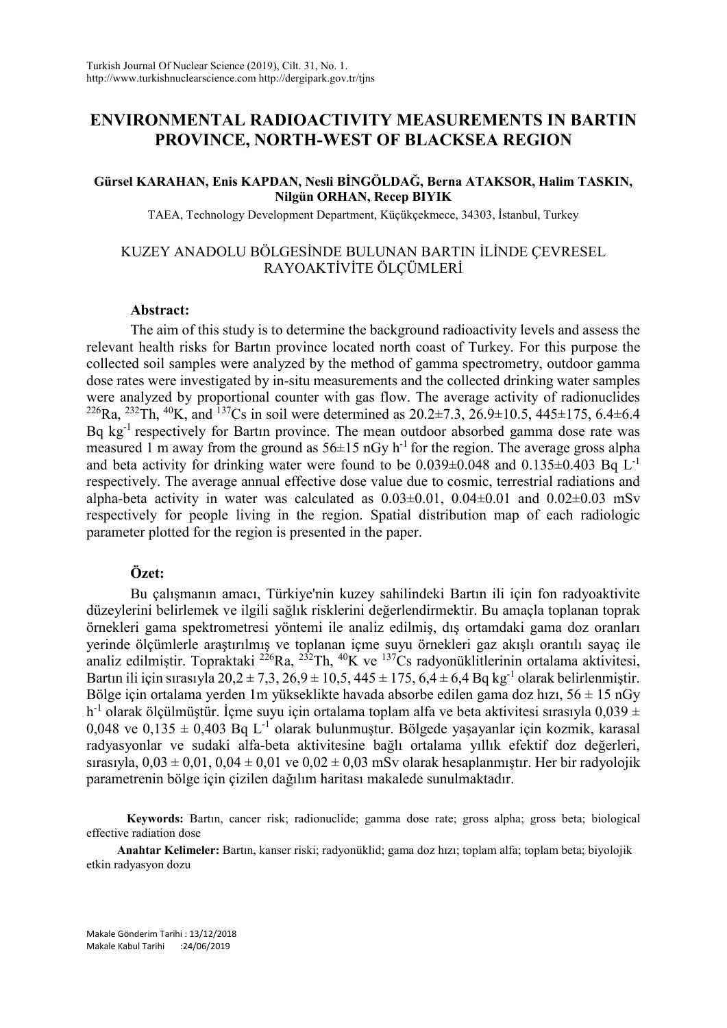# ENVIRONMENTAL RADIOACTIVITY MEASUREMENTS IN BARTIN PROVINCE, NORTH-WEST OF BLACKSEA REGION

**Gürsel KARAHAN, Enis KAPDAN, Nesli BİNGÖLDAĞ, Berna ATAKSOR, Halim TASKIN, Nilgün ORHAN, Recep BIYIK**

TAEA, Technology Development Department, Küçükçekmece, 34303, İstanbul, Turkey

## KUZEY ANADOLU BÖLGESİNDE BULUNAN BARTIN İLİNDE ÇEVRESEL RAYOAKTİVİTE ÖLÇÜMLERİ

### Abstract:

The aim of this study is to determine the background radioactivity levels and assess the relevant health risks for Bartın province located north coast of Turkey. For this purpose the collected soil samples were analyzed by the method of gamma spectrometry, outdoor gamma dose rates were investigated by in-situ measurements and the collected drinking water samples were analyzed by proportional counter with gas flow. The average activity of radionuclides $^{226}$Ra, $^{232}$Th, $^{40}$K, and $^{137}$Cs in soil were determined as 20.2±7.3, 26.9±10.5, 445±175, 6.4±6.4 Bq kg$^{-1}$ respectively for Bartın province. The mean outdoor absorbed gamma dose rate was measured 1 m away from the ground as 56±15 nGy h$^{-1}$ for the region. The average gross alpha and beta activity for drinking water were found to be 0.039±0.048 and 0.135±0.403 Bq L$^{-1}$ respectively. The average annual effective dose value due to cosmic, terrestrial radiations and alpha-beta activity in water was calculated as 0.03±0.01, 0.04±0.01 and 0.02±0.03 mSv respectively for people living in the region. Spatial distribution map of each radiologic parameter plotted for the region is presented in the paper.

### Özet:

Bu çalışmanın amacı, Türkiye'nin kuzey sahilindeki Bartın ili için fon radyoaktivite düzeylerini belirlemek ve ilgili sağlık risklerini değerlendirmektir. Bu amaçla toplanan toprak örnekleri gama spektrometresi yöntemi ile analiz edilmiş, dış ortamdaki gama doz oranları yerinde ölçümlerle araştırılmış ve toplanan içme suyu örnekleri gaz akışlı orantılı sayaç ile analiz edilmiştir. Topraktaki $^{226}$Ra, $^{232}$Th, $^{40}$K ve $^{137}$Cs radyonüklitlerinin ortalama aktivitesi, Bartın ili için sırasıyla 20,2 ± 7,3, 26,9 ± 10,5, 445 ± 175, 6,4 ± 6,4 Bq kg$^{-1}$ olarak belirlenmiştir. Bölge için ortalama yerden 1m yükseklikte havada absorbe edilen gama doz hızı, 56 ± 15 nGy h$^{-1}$ olarak ölçülmüştür. İçme suyu için ortalama toplam alfa ve beta aktivitesi sırasıyla 0,039 ± 0,048 ve 0,135 ± 0,403 Bq L$^{-1}$ olarak bulunmuştur. Bölgede yaşayanlar için kozmik, karasal radyasyonlar ve sudaki alfa-beta aktivitesine bağlı ortalama yıllık efektif doz değerleri, sırasıyla, 0,03 ± 0,01, 0,04 ± 0,01 ve 0,02 ± 0,03 mSv olarak hesaplanmıştır. Her bir radyolojik parametrenin bölge için çizilen dağılım haritası makalede sunulmaktadır.

**Keywords:** Bartın, cancer risk; radionuclide; gamma dose rate; gross alpha; gross beta; biological effective radiation dose

**Anahtar Kelimeler:** Bartın, kanser riski; radyonüklid; gama doz hızı; toplam alfa; toplam beta; biyolojik etkin radyasyon dozu

Makale Gönderim Tarihi : 13/12/2018
Makale Kabul Tarihi : 24/06/2019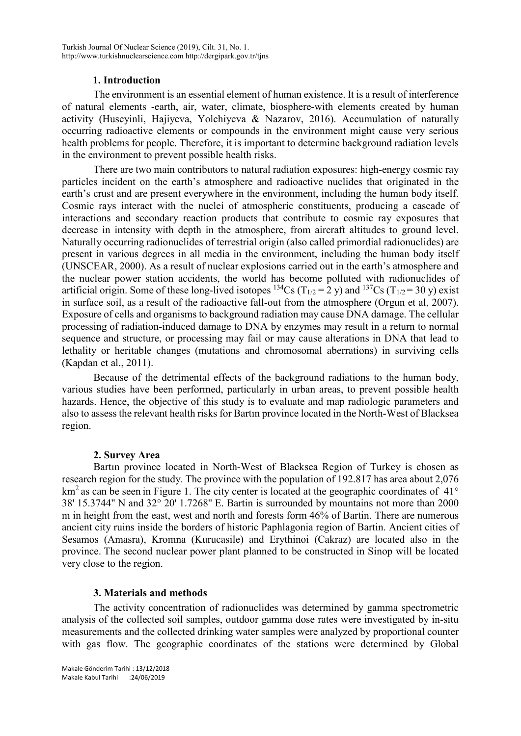## 1. Introduction

The environment is an essential element of human existence. It is a result of interference of natural elements -earth, air, water, climate, biosphere-with elements created by human activity (Huseyinli, Hajiyeva, Yolchiyeva & Nazarov, 2016). Accumulation of naturally occurring radioactive elements or compounds in the environment might cause very serious health problems for people. Therefore, it is important to determine background radiation levels in the environment to prevent possible health risks.

There are two main contributors to natural radiation exposures: high-energy cosmic ray particles incident on the earth's atmosphere and radioactive nuclides that originated in the earth's crust and are present everywhere in the environment, including the human body itself. Cosmic rays interact with the nuclei of atmospheric constituents, producing a cascade of interactions and secondary reaction products that contribute to cosmic ray exposures that decrease in intensity with depth in the atmosphere, from aircraft altitudes to ground level. Naturally occurring radionuclides of terrestrial origin (also called primordial radionuclides) are present in various degrees in all media in the environment, including the human body itself (UNSCEAR, 2000). As a result of nuclear explosions carried out in the earth's atmosphere and the nuclear power station accidents, the world has become polluted with radionuclides of artificial origin. Some of these long-lived isotopes $^{134}$Cs ($T_{1/2}$ = 2 y) and $^{137}$Cs ($T_{1/2}$ = 30 y) exist in surface soil, as a result of the radioactive fall-out from the atmosphere (Orgun et al, 2007). Exposure of cells and organisms to background radiation may cause DNA damage. The cellular processing of radiation-induced damage to DNA by enzymes may result in a return to normal sequence and structure, or processing may fail or may cause alterations in DNA that lead to lethality or heritable changes (mutations and chromosomal aberrations) in surviving cells (Kapdan et al., 2011).

Because of the detrimental effects of the background radiations to the human body, various studies have been performed, particularly in urban areas, to prevent possible health hazards. Hence, the objective of this study is to evaluate and map radiologic parameters and also to assess the relevant health risks for Bartın province located in the North-West of Blacksea region.

## 2. Survey Area

Bartın province located in North-West of Blacksea Region of Turkey is chosen as research region for the study. The province with the population of 192.817 has area about 2,076 km$^2$ as can be seen in Figure 1. The city center is located at the geographic coordinates of 41° 38' 15.3744" N and 32° 20' 1.7268" E. Bartin is surrounded by mountains not more than 2000 m in height from the east, west and north and forests form 46% of Bartin. There are numerous ancient city ruins inside the borders of historic Paphlagonia region of Bartin. Ancient cities of Sesamos (Amasra), Kromna (Kurucasile) and Erythinoi (Cakraz) are located also in the province. The second nuclear power plant planned to be constructed in Sinop will be located very close to the region.

## 3. Materials and methods

The activity concentration of radionuclides was determined by gamma spectrometric analysis of the collected soil samples, outdoor gamma dose rates were investigated by in-situ measurements and the collected drinking water samples were analyzed by proportional counter with gas flow. The geographic coordinates of the stations were determined by Global

Makale Gönderim Tarihi : 13/12/2018
Makale Kabul Tarihi :24/06/2019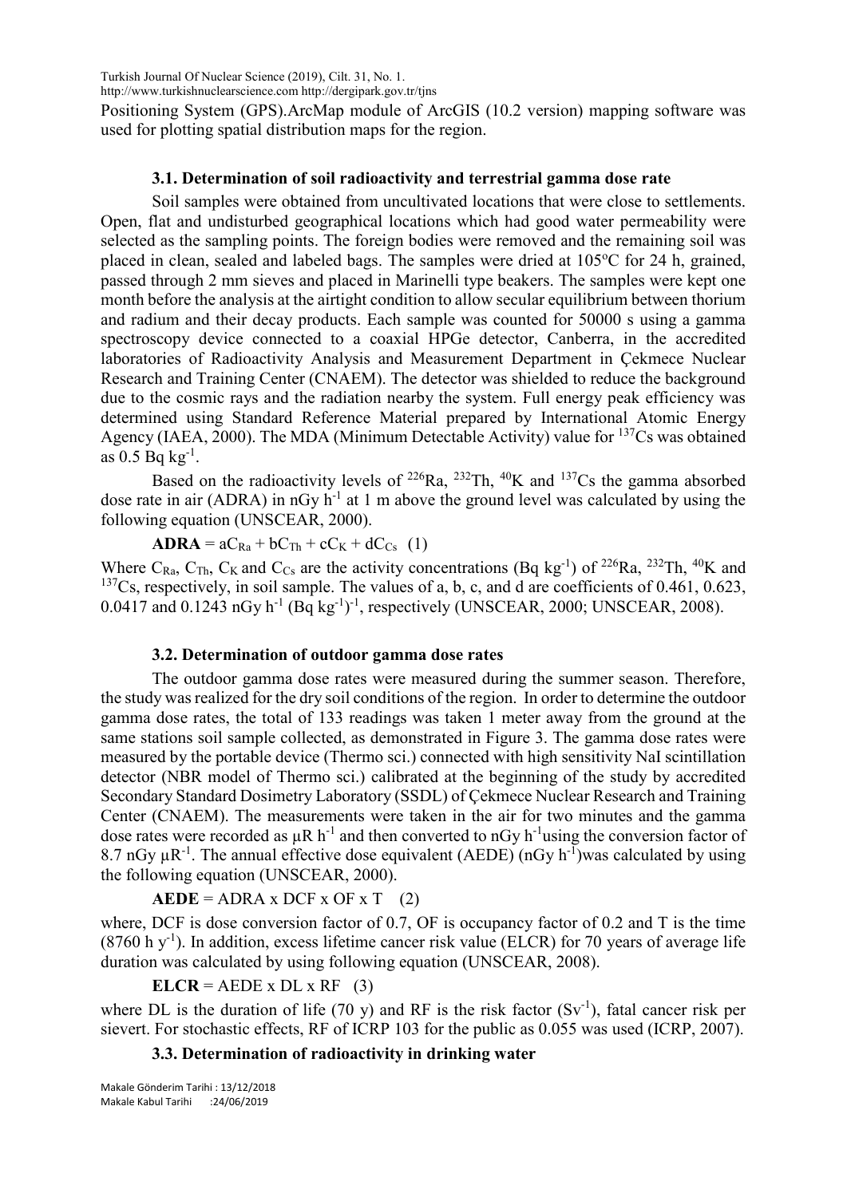Positioning System (GPS).ArcMap module of ArcGIS (10.2 version) mapping software was used for plotting spatial distribution maps for the region.

### 3.1. Determination of soil radioactivity and terrestrial gamma dose rate

Soil samples were obtained from uncultivated locations that were close to settlements. Open, flat and undisturbed geographical locations which had good water permeability were selected as the sampling points. The foreign bodies were removed and the remaining soil was placed in clean, sealed and labeled bags. The samples were dried at 105$^{o}$C for 24 h, grained, passed through 2 mm sieves and placed in Marinelli type beakers. The samples were kept one month before the analysis at the airtight condition to allow secular equilibrium between thorium and radium and their decay products. Each sample was counted for 50000 s using a gamma spectroscopy device connected to a coaxial HPGe detector, Canberra, in the accredited laboratories of Radioactivity Analysis and Measurement Department in Çekmece Nuclear Research and Training Center (CNAEM). The detector was shielded to reduce the background due to the cosmic rays and the radiation nearby the system. Full energy peak efficiency was determined using Standard Reference Material prepared by International Atomic Energy Agency (IAEA, 2000). The MDA (Minimum Detectable Activity) value for $^{137}$Cs was obtained as 0.5 Bq kg$^{-1}$.

Based on the radioactivity levels of $^{226}$Ra, $^{232}$Th, $^{40}$K and $^{137}$Cs the gamma absorbed dose rate in air (ADRA) in nGy h$^{-1}$ at 1 m above the ground level was calculated by using the following equation (UNSCEAR, 2000).

$$\textbf{ADRA} = aC_{Ra} + bC_{Th} + cC_{K} + dC_{Cs} \quad (1)$$

Where $C_{Ra}$, $C_{Th}$, $C_{K}$ and $C_{Cs}$ are the activity concentrations (Bq kg$^{-1}$) of $^{226}$Ra, $^{232}$Th, $^{40}$K and $^{137}$Cs, respectively, in soil sample. The values of a, b, c, and d are coefficients of 0.461, 0.623, 0.0417 and 0.1243 nGy h$^{-1}$ (Bq kg$^{-1}$)$^{-1}$, respectively (UNSCEAR, 2000; UNSCEAR, 2008).

### 3.2. Determination of outdoor gamma dose rates

The outdoor gamma dose rates were measured during the summer season. Therefore, the study was realized for the dry soil conditions of the region. In order to determine the outdoor gamma dose rates, the total of 133 readings was taken 1 meter away from the ground at the same stations soil sample collected, as demonstrated in Figure 3. The gamma dose rates were measured by the portable device (Thermo sci.) connected with high sensitivity NaI scintillation detector (NBR model of Thermo sci.) calibrated at the beginning of the study by accredited Secondary Standard Dosimetry Laboratory (SSDL) of Çekmece Nuclear Research and Training Center (CNAEM). The measurements were taken in the air for two minutes and the gamma dose rates were recorded as μR h$^{-1}$ and then converted to nGy h$^{-1}$using the conversion factor of 8.7 nGy μR$^{-1}$. The annual effective dose equivalent (AEDE) (nGy h$^{-1}$)was calculated by using the following equation (UNSCEAR, 2000).

$$\textbf{AEDE} = \text{ADRA x DCF x OF x T} \quad (2)$$

where, DCF is dose conversion factor of 0.7, OF is occupancy factor of 0.2 and T is the time (8760 h y$^{-1}$). In addition, excess lifetime cancer risk value (ELCR) for 70 years of average life duration was calculated by using following equation (UNSCEAR, 2008).

$$\textbf{ELCR} = \text{AEDE x DL x RF} \quad (3)$$

where DL is the duration of life (70 y) and RF is the risk factor (Sv$^{-1}$), fatal cancer risk per sievert. For stochastic effects, RF of ICRP 103 for the public as 0.055 was used (ICRP, 2007).

### 3.3. Determination of radioactivity in drinking water

Makale Gönderim Tarihi : 13/12/2018
Makale Kabul Tarihi :24/06/2019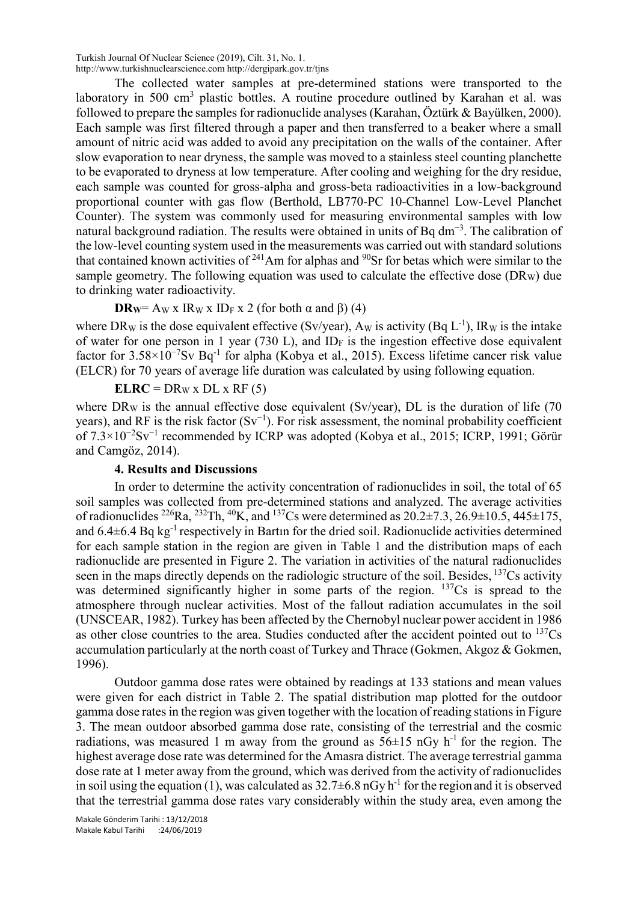The collected water samples at pre-determined stations were transported to the laboratory in 500 $cm^3$ plastic bottles. A routine procedure outlined by Karahan et al. was followed to prepare the samples for radionuclide analyses (Karahan, Öztürk & Bayülken, 2000). Each sample was first filtered through a paper and then transferred to a beaker where a small amount of nitric acid was added to avoid any precipitation on the walls of the container. After slow evaporation to near dryness, the sample was moved to a stainless steel counting planchette to be evaporated to dryness at low temperature. After cooling and weighing for the dry residue, each sample was counted for gross-alpha and gross-beta radioactivities in a low-background proportional counter with gas flow (Berthold, LB770-PC 10-Channel Low-Level Planchet Counter). The system was commonly used for measuring environmental samples with low natural background radiation. The results were obtained in units of Bq $dm^{-3}$. The calibration of the low-level counting system used in the measurements was carried out with standard solutions that contained known activities of $^{241}$Am for alphas and $^{90}$Sr for betas which were similar to the sample geometry. The following equation was used to calculate the effective dose ($DR_W$) due to drinking water radioactivity.

$\mathbf{DR_W} = A_W \times IR_W \times ID_F \times 2$ (for both α and β) (4)

where $DR_W$ is the dose equivalent effective (Sv/year), $A_W$ is activity (Bq $L^{-1}$), $IR_W$ is the intake of water for one person in 1 year (730 L), and $ID_F$ is the ingestion effective dose equivalent factor for $3.58\times10^{-7}$Sv $Bq^{-1}$ for alpha (Kobya et al., 2015). Excess lifetime cancer risk value (ELCR) for 70 years of average life duration was calculated by using following equation.

$\mathbf{ELRC} = DR_W \times DL \times RF$ (5)

where $DR_W$ is the annual effective dose equivalent (Sv/year), DL is the duration of life (70 years), and RF is the risk factor ($Sv^{-1}$). For risk assessment, the nominal probability coefficient of $7.3\times10^{-2}Sv^{-1}$ recommended by ICRP was adopted (Kobya et al., 2015; ICRP, 1991; Görür and Camgöz, 2014).

## 4. Results and Discussions

In order to determine the activity concentration of radionuclides in soil, the total of 65 soil samples was collected from pre-determined stations and analyzed. The average activities of radionuclides $^{226}$Ra, $^{232}$Th, $^{40}$K, and $^{137}$Cs were determined as 20.2±7.3, 26.9±10.5, 445±175, and 6.4±6.4 Bq $kg^{-1}$ respectively in Bartın for the dried soil. Radionuclide activities determined for each sample station in the region are given in Table 1 and the distribution maps of each radionuclide are presented in Figure 2. The variation in activities of the natural radionuclides seen in the maps directly depends on the radiologic structure of the soil. Besides, $^{137}$Cs activity was determined significantly higher in some parts of the region. $^{137}$Cs is spread to the atmosphere through nuclear activities. Most of the fallout radiation accumulates in the soil (UNSCEAR, 1982). Turkey has been affected by the Chernobyl nuclear power accident in 1986 as other close countries to the area. Studies conducted after the accident pointed out to $^{137}$Cs accumulation particularly at the north coast of Turkey and Thrace (Gokmen, Akgoz & Gokmen, 1996).

Outdoor gamma dose rates were obtained by readings at 133 stations and mean values were given for each district in Table 2. The spatial distribution map plotted for the outdoor gamma dose rates in the region was given together with the location of reading stations in Figure 3. The mean outdoor absorbed gamma dose rate, consisting of the terrestrial and the cosmic radiations, was measured 1 m away from the ground as 56±15 nGy $h^{-1}$ for the region. The highest average dose rate was determined for the Amasra district. The average terrestrial gamma dose rate at 1 meter away from the ground, which was derived from the activity of radionuclides in soil using the equation (1), was calculated as 32.7±6.8 nGy $h^{-1}$ for the region and it is observed that the terrestrial gamma dose rates vary considerably within the study area, even among the

Makale Gönderim Tarihi : 13/12/2018
Makale Kabul Tarihi :24/06/2019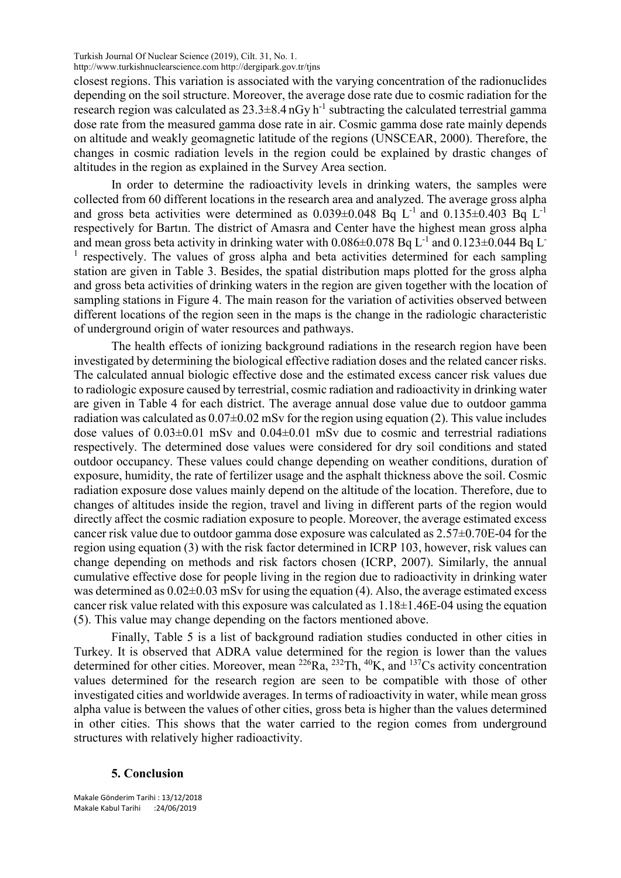closest regions. This variation is associated with the varying concentration of the radionuclides depending on the soil structure. Moreover, the average dose rate due to cosmic radiation for the research region was calculated as 23.3±8.4 nGy $h^{-1}$ subtracting the calculated terrestrial gamma dose rate from the measured gamma dose rate in air. Cosmic gamma dose rate mainly depends on altitude and weakly geomagnetic latitude of the regions (UNSCEAR, 2000). Therefore, the changes in cosmic radiation levels in the region could be explained by drastic changes of altitudes in the region as explained in the Survey Area section.

In order to determine the radioactivity levels in drinking waters, the samples were collected from 60 different locations in the research area and analyzed. The average gross alpha and gross beta activities were determined as 0.039±0.048 Bq $L^{-1}$ and 0.135±0.403 Bq $L^{-1}$ respectively for Bartın. The district of Amasra and Center have the highest mean gross alpha and mean gross beta activity in drinking water with 0.086±0.078 Bq $L^{-1}$ and 0.123±0.044 Bq $L^{-1}$ respectively. The values of gross alpha and beta activities determined for each sampling station are given in Table 3. Besides, the spatial distribution maps plotted for the gross alpha and gross beta activities of drinking waters in the region are given together with the location of sampling stations in Figure 4. The main reason for the variation of activities observed between different locations of the region seen in the maps is the change in the radiologic characteristic of underground origin of water resources and pathways.

The health effects of ionizing background radiations in the research region have been investigated by determining the biological effective radiation doses and the related cancer risks. The calculated annual biologic effective dose and the estimated excess cancer risk values due to radiologic exposure caused by terrestrial, cosmic radiation and radioactivity in drinking water are given in Table 4 for each district. The average annual dose value due to outdoor gamma radiation was calculated as 0.07±0.02 mSv for the region using equation (2). This value includes dose values of 0.03±0.01 mSv and 0.04±0.01 mSv due to cosmic and terrestrial radiations respectively. The determined dose values were considered for dry soil conditions and stated outdoor occupancy. These values could change depending on weather conditions, duration of exposure, humidity, the rate of fertilizer usage and the asphalt thickness above the soil. Cosmic radiation exposure dose values mainly depend on the altitude of the location. Therefore, due to changes of altitudes inside the region, travel and living in different parts of the region would directly affect the cosmic radiation exposure to people. Moreover, the average estimated excess cancer risk value due to outdoor gamma dose exposure was calculated as 2.57±0.70E-04 for the region using equation (3) with the risk factor determined in ICRP 103, however, risk values can change depending on methods and risk factors chosen (ICRP, 2007). Similarly, the annual cumulative effective dose for people living in the region due to radioactivity in drinking water was determined as 0.02±0.03 mSv for using the equation (4). Also, the average estimated excess cancer risk value related with this exposure was calculated as 1.18±1.46E-04 using the equation (5). This value may change depending on the factors mentioned above.

Finally, Table 5 is a list of background radiation studies conducted in other cities in Turkey. It is observed that ADRA value determined for the region is lower than the values determined for other cities. Moreover, mean $^{226}Ra$, $^{232}Th$, $^{40}K$, and $^{137}Cs$ activity concentration values determined for the research region are seen to be compatible with those of other investigated cities and worldwide averages. In terms of radioactivity in water, while mean gross alpha value is between the values of other cities, gross beta is higher than the values determined in other cities. This shows that the water carried to the region comes from underground structures with relatively higher radioactivity.

## 5. Conclusion

Makale Gönderim Tarihi : 13/12/2018
Makale Kabul Tarihi :24/06/2019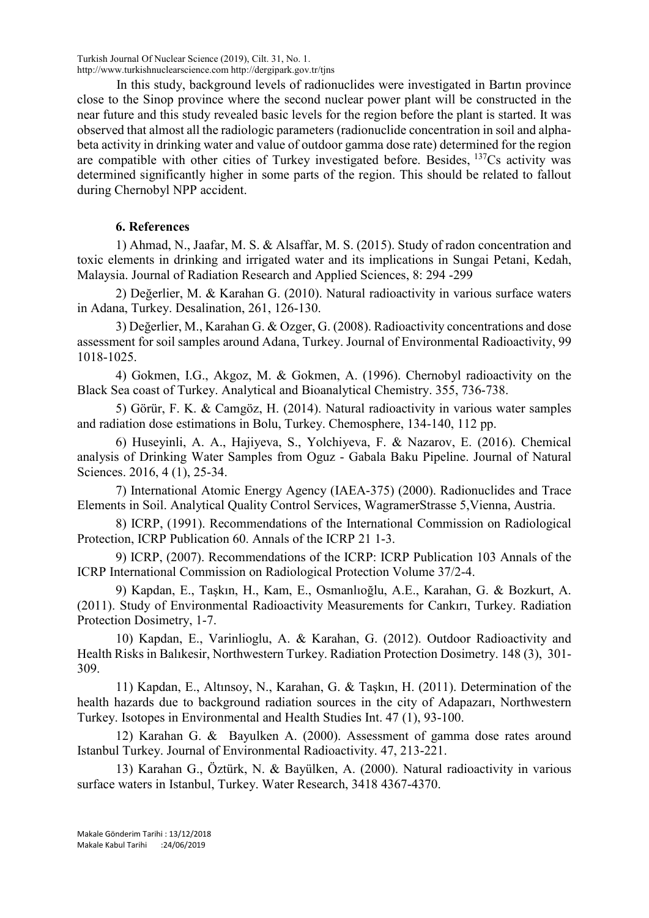In this study, background levels of radionuclides were investigated in Bartın province close to the Sinop province where the second nuclear power plant will be constructed in the near future and this study revealed basic levels for the region before the plant is started. It was observed that almost all the radiologic parameters (radionuclide concentration in soil and alpha-beta activity in drinking water and value of outdoor gamma dose rate) determined for the region are compatible with other cities of Turkey investigated before. Besides, $^{137}$Cs activity was determined significantly higher in some parts of the region. This should be related to fallout during Chernobyl NPP accident.

## 6. References

1) Ahmad, N., Jaafar, M. S. & Alsaffar, M. S. (2015). Study of radon concentration and toxic elements in drinking and irrigated water and its implications in Sungai Petani, Kedah, Malaysia. Journal of Radiation Research and Applied Sciences, 8: 294 -299

2) Değerlier, M. & Karahan G. (2010). Natural radioactivity in various surface waters in Adana, Turkey. Desalination, 261, 126-130.

3) Değerlier, M., Karahan G. & Ozger, G. (2008). Radioactivity concentrations and dose assessment for soil samples around Adana, Turkey. Journal of Environmental Radioactivity, 99 1018-1025.

4) Gokmen, I.G., Akgoz, M. & Gokmen, A. (1996). Chernobyl radioactivity on the Black Sea coast of Turkey. Analytical and Bioanalytical Chemistry. 355, 736-738.

5) Görür, F. K. & Camgöz, H. (2014). Natural radioactivity in various water samples and radiation dose estimations in Bolu, Turkey. Chemosphere, 134-140, 112 pp.

6) Huseyinli, A. A., Hajiyeva, S., Yolchiyeva, F. & Nazarov, E. (2016). Chemical analysis of Drinking Water Samples from Oguz - Gabala Baku Pipeline. Journal of Natural Sciences. 2016, 4 (1), 25-34.

7) International Atomic Energy Agency (IAEA-375) (2000). Radionuclides and Trace Elements in Soil. Analytical Quality Control Services, WagramerStrasse 5,Vienna, Austria.

8) ICRP, (1991). Recommendations of the International Commission on Radiological Protection, ICRP Publication 60. Annals of the ICRP 21 1-3.

9) ICRP, (2007). Recommendations of the ICRP: ICRP Publication 103 Annals of the ICRP International Commission on Radiological Protection Volume 37/2-4.

9) Kapdan, E., Taşkın, H., Kam, E., Osmanlıoğlu, A.E., Karahan, G. & Bozkurt, A. (2011). Study of Environmental Radioactivity Measurements for Cankırı, Turkey. Radiation Protection Dosimetry, 1-7.

10) Kapdan, E., Varinlioglu, A. & Karahan, G. (2012). Outdoor Radioactivity and Health Risks in Balıkesir, Northwestern Turkey. Radiation Protection Dosimetry. 148 (3), 301-309.

11) Kapdan, E., Altınsoy, N., Karahan, G. & Taşkın, H. (2011). Determination of the health hazards due to background radiation sources in the city of Adapazarı, Northwestern Turkey. Isotopes in Environmental and Health Studies Int. 47 (1), 93-100.

12) Karahan G. & Bayulken A. (2000). Assessment of gamma dose rates around Istanbul Turkey. Journal of Environmental Radioactivity. 47, 213-221.

13) Karahan G., Öztürk, N. & Bayülken, A. (2000). Natural radioactivity in various surface waters in Istanbul, Turkey. Water Research, 3418 4367-4370.

Makale Gönderim Tarihi : 13/12/2018
Makale Kabul Tarihi :24/06/2019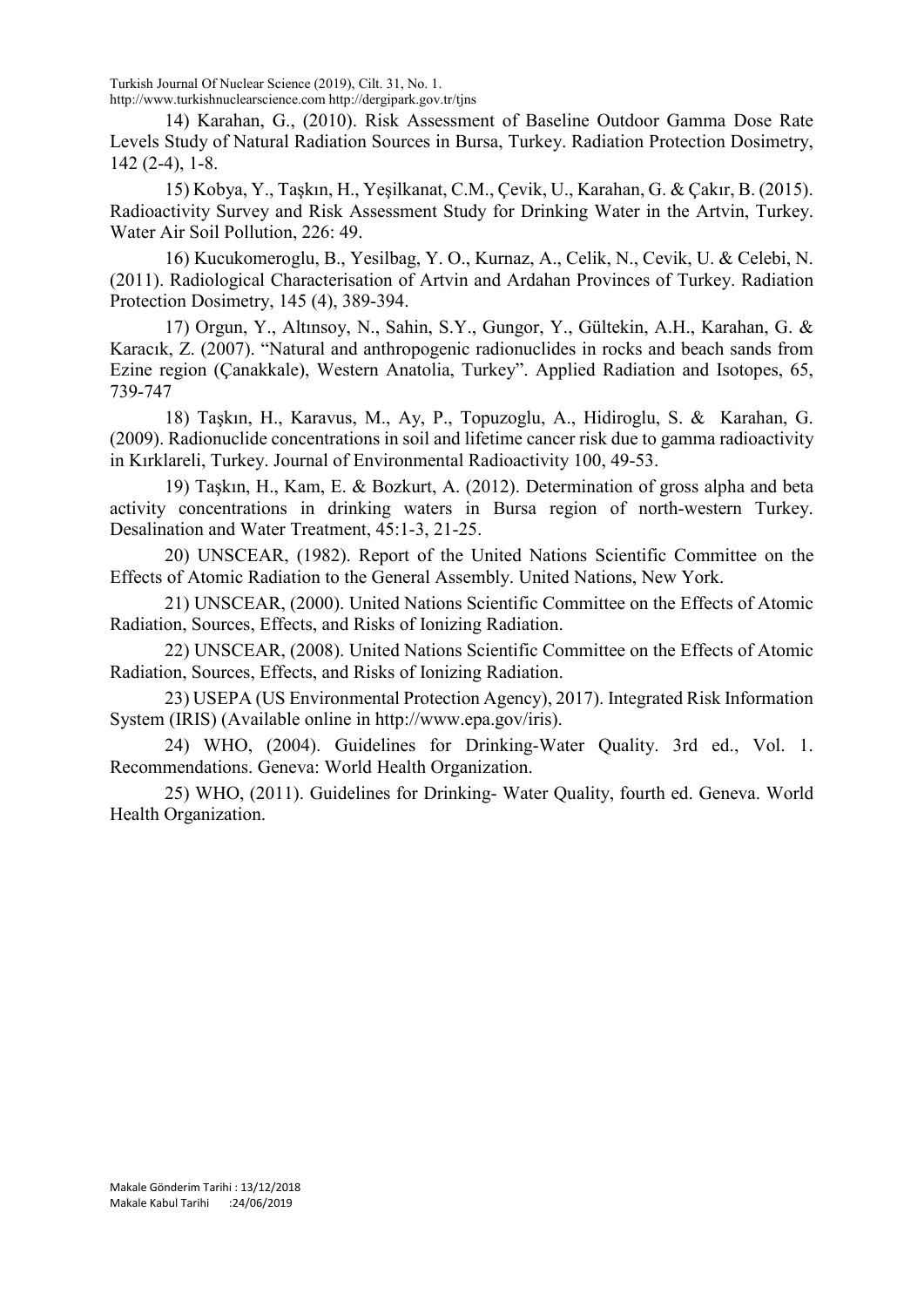14) Karahan, G., (2010). Risk Assessment of Baseline Outdoor Gamma Dose Rate Levels Study of Natural Radiation Sources in Bursa, Turkey. Radiation Protection Dosimetry, 142 (2-4), 1-8.

15) Kobya, Y., Taşkın, H., Yeşilkanat, C.M., Çevik, U., Karahan, G. & Çakır, B. (2015). Radioactivity Survey and Risk Assessment Study for Drinking Water in the Artvin, Turkey. Water Air Soil Pollution, 226: 49.

16) Kucukomeroglu, B., Yesilbag, Y. O., Kurnaz, A., Celik, N., Cevik, U. & Celebi, N. (2011). Radiological Characterisation of Artvin and Ardahan Provinces of Turkey. Radiation Protection Dosimetry, 145 (4), 389-394.

17) Orgun, Y., Altınsoy, N., Sahin, S.Y., Gungor, Y., Gültekin, A.H., Karahan, G. & Karacık, Z. (2007). "Natural and anthropogenic radionuclides in rocks and beach sands from Ezine region (Çanakkale), Western Anatolia, Turkey". Applied Radiation and Isotopes, 65, 739-747

18) Taşkın, H., Karavus, M., Ay, P., Topuzoglu, A., Hidiroglu, S. & Karahan, G. (2009). Radionuclide concentrations in soil and lifetime cancer risk due to gamma radioactivity in Kırklareli, Turkey. Journal of Environmental Radioactivity 100, 49-53.

19) Taşkın, H., Kam, E. & Bozkurt, A. (2012). Determination of gross alpha and beta activity concentrations in drinking waters in Bursa region of north-western Turkey. Desalination and Water Treatment, 45:1-3, 21-25.

20) UNSCEAR, (1982). Report of the United Nations Scientific Committee on the Effects of Atomic Radiation to the General Assembly. United Nations, New York.

21) UNSCEAR, (2000). United Nations Scientific Committee on the Effects of Atomic Radiation, Sources, Effects, and Risks of Ionizing Radiation.

22) UNSCEAR, (2008). United Nations Scientific Committee on the Effects of Atomic Radiation, Sources, Effects, and Risks of Ionizing Radiation.

23) USEPA (US Environmental Protection Agency), 2017). Integrated Risk Information System (IRIS) (Available online in http://www.epa.gov/iris).

24) WHO, (2004). Guidelines for Drinking-Water Quality. 3rd ed., Vol. 1. Recommendations. Geneva: World Health Organization.

25) WHO, (2011). Guidelines for Drinking- Water Quality, fourth ed. Geneva. World Health Organization.

Makale Gönderim Tarihi : 13/12/2018
Makale Kabul Tarihi :24/06/2019